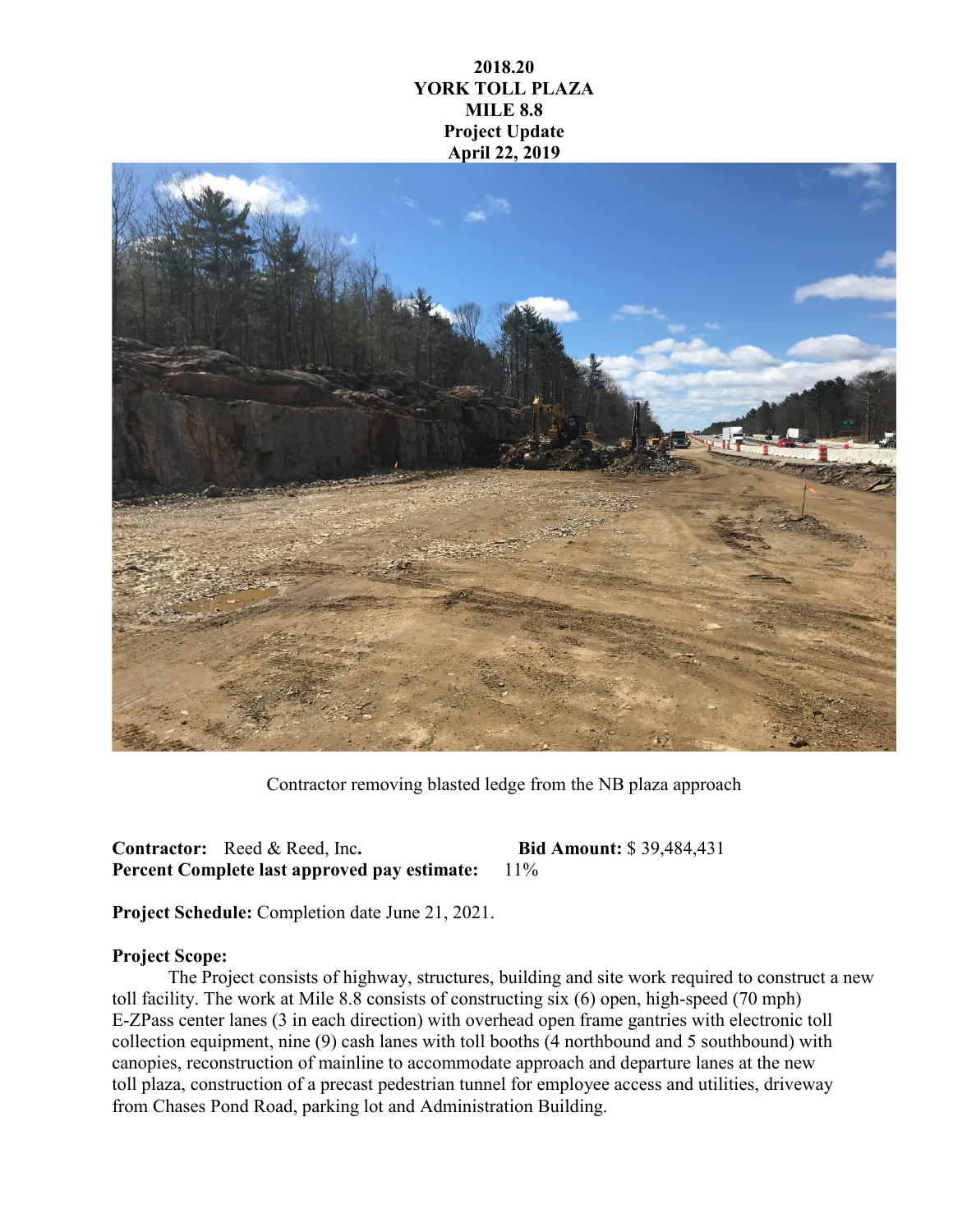# 2018.20
# YORK TOLL PLAZA
# MILE 8.8
# Project Update
# April 22, 2019

Contractor removing blasted ledge from the NB plaza approach

**Contractor:** Reed & Reed, Inc. **Bid Amount:** $ 39,484,431
**Percent Complete last approved pay estimate:** 11%

**Project Schedule:** Completion date June 21, 2021.

**Project Scope:**

The Project consists of highway, structures, building and site work required to construct a new toll facility. The work at Mile 8.8 consists of constructing six (6) open, high-speed (70 mph) E-ZPass center lanes (3 in each direction) with overhead open frame gantries with electronic toll collection equipment, nine (9) cash lanes with toll booths (4 northbound and 5 southbound) with canopies, reconstruction of mainline to accommodate approach and departure lanes at the new toll plaza, construction of a precast pedestrian tunnel for employee access and utilities, driveway from Chases Pond Road, parking lot and Administration Building.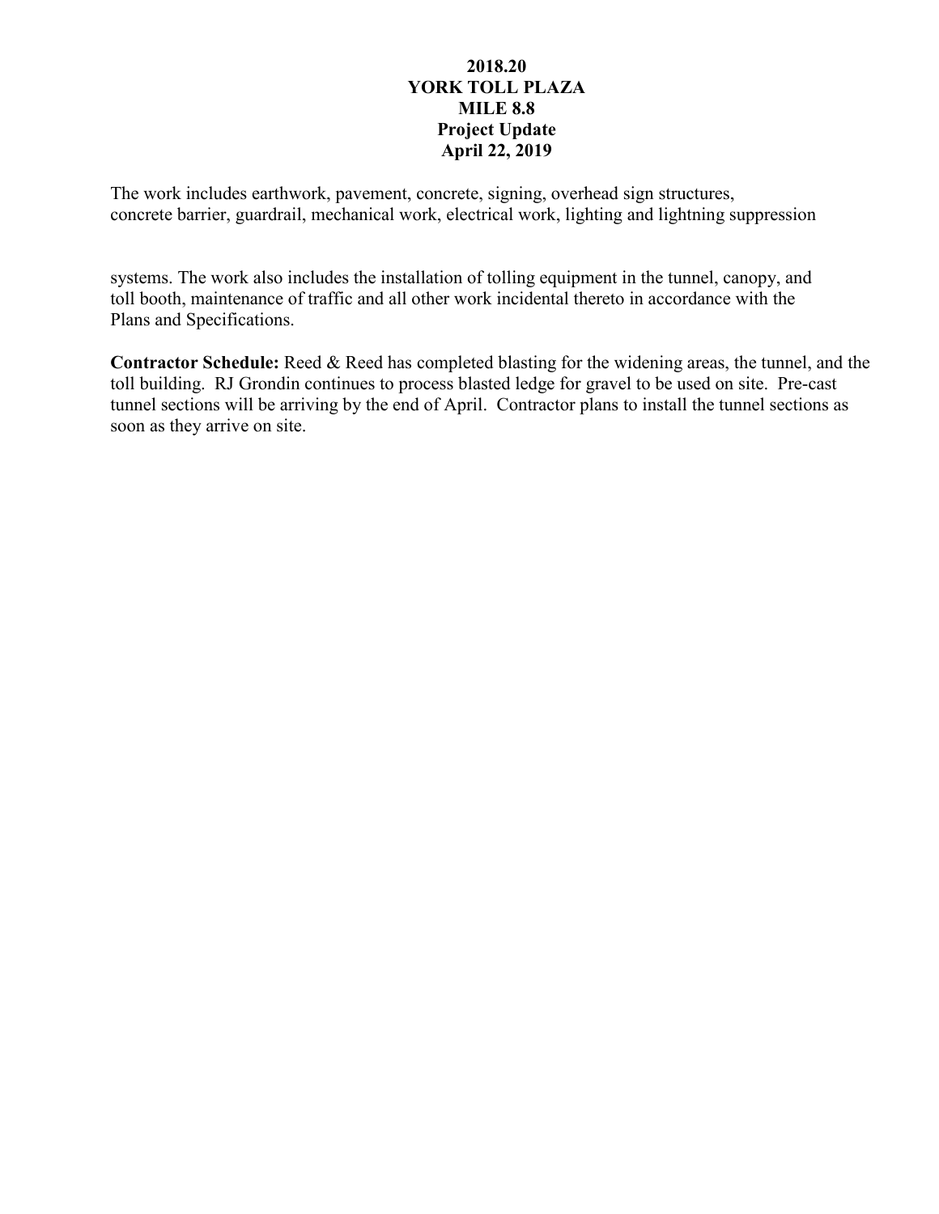**2018.20**
**YORK TOLL PLAZA**
**MILE 8.8**
**Project Update**
**April 22, 2019**

The work includes earthwork, pavement, concrete, signing, overhead sign structures, concrete barrier, guardrail, mechanical work, electrical work, lighting and lightning suppression

systems. The work also includes the installation of tolling equipment in the tunnel, canopy, and toll booth, maintenance of traffic and all other work incidental thereto in accordance with the Plans and Specifications.

**Contractor Schedule:** Reed & Reed has completed blasting for the widening areas, the tunnel, and the toll building. RJ Grondin continues to process blasted ledge for gravel to be used on site. Pre-cast tunnel sections will be arriving by the end of April. Contractor plans to install the tunnel sections as soon as they arrive on site.